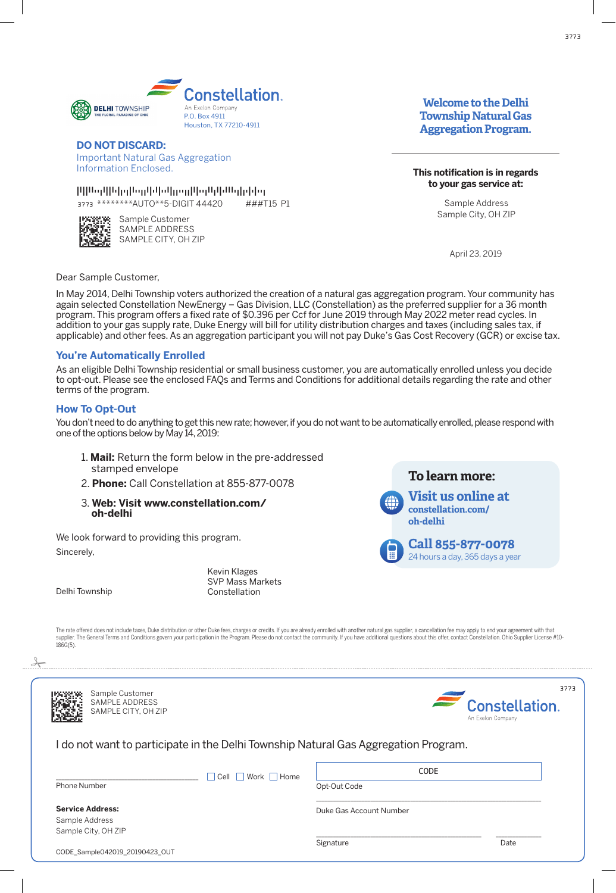DELHI TOWNSHIP
THE FLORAL PARADISE OF OHIO

Constellation.
An Exelon Company
P.O. Box 4911
Houston, TX 77210-4911

**DO NOT DISCARD:**
Important Natural Gas Aggregation Information Enclosed.

3773 ********AUTO**5-DIGIT 44420 ###T15 P1

Sample Customer
SAMPLE ADDRESS
SAMPLE CITY, OH ZIP

## Welcome to the Delhi Township Natural Gas Aggregation Program.

**This notification is in regards to your gas service at:**

Sample Address
Sample City, OH ZIP

April 23, 2019

Dear Sample Customer,

In May 2014, Delhi Township voters authorized the creation of a natural gas aggregation program. Your community has again selected Constellation NewEnergy – Gas Division, LLC (Constellation) as the preferred supplier for a 36 month program. This program offers a fixed rate of $0.396 per Ccf for June 2019 through May 2022 meter read cycles. In addition to your gas supply rate, Duke Energy will bill for utility distribution charges and taxes (including sales tax, if applicable) and other fees. As an aggregation participant you will not pay Duke's Gas Cost Recovery (GCR) or excise tax.

### You're Automatically Enrolled

As an eligible Delhi Township residential or small business customer, you are automatically enrolled unless you decide to opt-out. Please see the enclosed FAQs and Terms and Conditions for additional details regarding the rate and other terms of the program.

### How To Opt-Out

You don't need to do anything to get this new rate; however, if you do not want to be automatically enrolled, please respond with one of the options below by May 14, 2019:

1. **Mail:** Return the form below in the pre-addressed stamped envelope
2. **Phone:** Call Constellation at 855-877-0078
3. **Web: Visit www.constellation.com/oh-delhi**

**To learn more:**

**Visit us online at constellation.com/oh-delhi**

**Call 855-877-0078**
24 hours a day, 365 days a year

We look forward to providing this program.

Sincerely,

Delhi Township

Kevin Klages
SVP Mass Markets
Constellation

The rate offered does not include taxes, Duke distribution or other Duke fees, charges or credits. If you are already enrolled with another natural gas supplier, a cancellation fee may apply to end your agreement with that supplier. The General Terms and Conditions govern your participation in the Program. Please do not contact the community. If you have additional questions about this offer, contact Constellation. Ohio Supplier License #10-186G(5).

---

Sample Customer
SAMPLE ADDRESS
SAMPLE CITY, OH ZIP

3773

Constellation.
An Exelon Company

I do not want to participate in the Delhi Township Natural Gas Aggregation Program.

______________________ ☐ Cell ☐ Work ☐ Home
Phone Number

CODE
Opt-Out Code

**Service Address:**
Sample Address
Sample City, OH ZIP

______________________
Duke Gas Account Number

______________________ ____________
Signature Date

CODE_Sample042019_20190423_OUT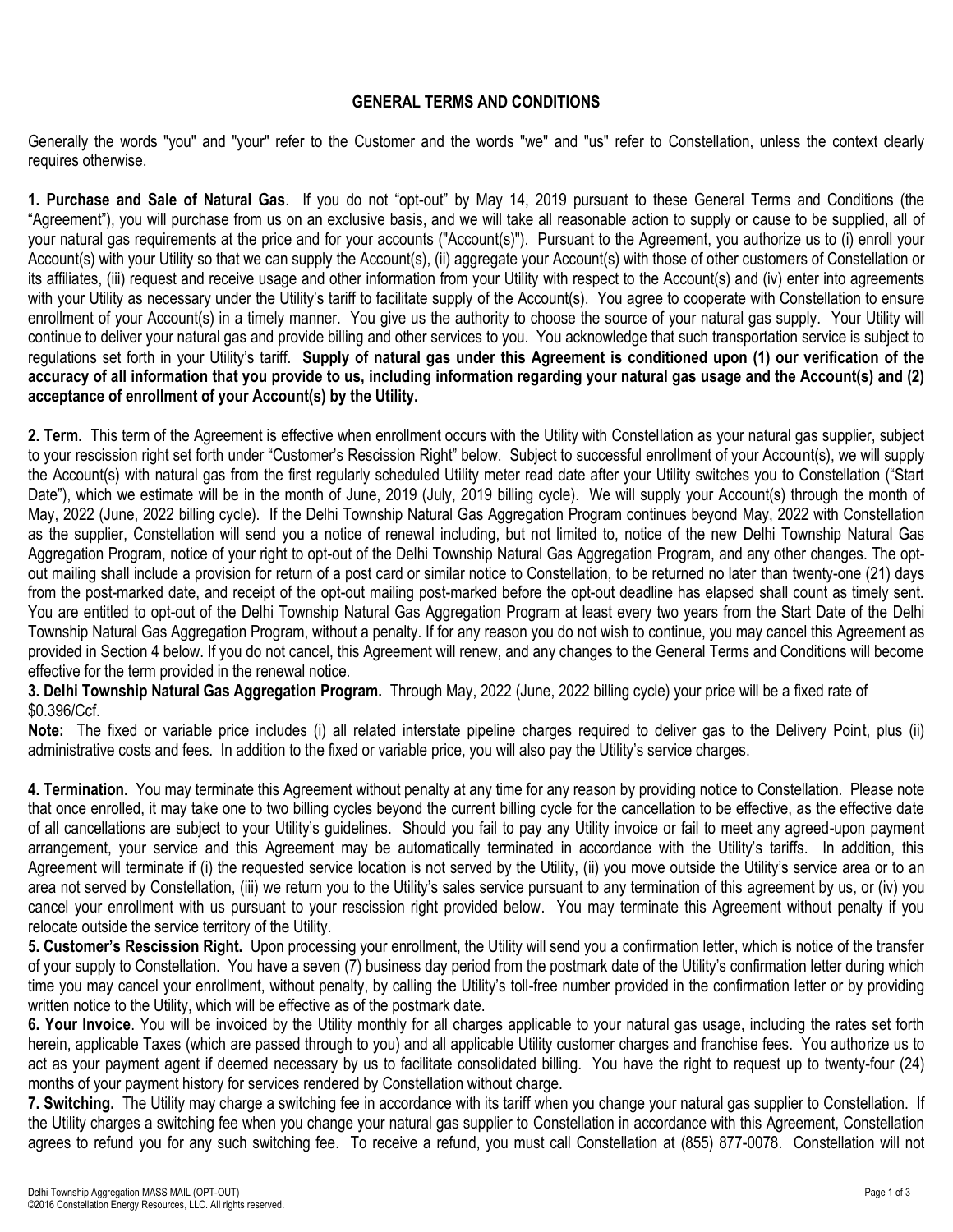## GENERAL TERMS AND CONDITIONS

Generally the words "you" and "your" refer to the Customer and the words "we" and "us" refer to Constellation, unless the context clearly requires otherwise.

**1. Purchase and Sale of Natural Gas**. If you do not "opt-out" by May 14, 2019 pursuant to these General Terms and Conditions (the "Agreement"), you will purchase from us on an exclusive basis, and we will take all reasonable action to supply or cause to be supplied, all of your natural gas requirements at the price and for your accounts ("Account(s)"). Pursuant to the Agreement, you authorize us to (i) enroll your Account(s) with your Utility so that we can supply the Account(s), (ii) aggregate your Account(s) with those of other customers of Constellation or its affiliates, (iii) request and receive usage and other information from your Utility with respect to the Account(s) and (iv) enter into agreements with your Utility as necessary under the Utility's tariff to facilitate supply of the Account(s). You agree to cooperate with Constellation to ensure enrollment of your Account(s) in a timely manner. You give us the authority to choose the source of your natural gas supply. Your Utility will continue to deliver your natural gas and provide billing and other services to you. You acknowledge that such transportation service is subject to regulations set forth in your Utility's tariff. **Supply of natural gas under this Agreement is conditioned upon (1) our verification of the accuracy of all information that you provide to us, including information regarding your natural gas usage and the Account(s) and (2) acceptance of enrollment of your Account(s) by the Utility.**

**2. Term.** This term of the Agreement is effective when enrollment occurs with the Utility with Constellation as your natural gas supplier, subject to your rescission right set forth under "Customer's Rescission Right" below. Subject to successful enrollment of your Account(s), we will supply the Account(s) with natural gas from the first regularly scheduled Utility meter read date after your Utility switches you to Constellation ("Start Date"), which we estimate will be in the month of June, 2019 (July, 2019 billing cycle). We will supply your Account(s) through the month of May, 2022 (June, 2022 billing cycle). If the Delhi Township Natural Gas Aggregation Program continues beyond May, 2022 with Constellation as the supplier, Constellation will send you a notice of renewal including, but not limited to, notice of the new Delhi Township Natural Gas Aggregation Program, notice of your right to opt-out of the Delhi Township Natural Gas Aggregation Program, and any other changes. The opt-out mailing shall include a provision for return of a post card or similar notice to Constellation, to be returned no later than twenty-one (21) days from the post-marked date, and receipt of the opt-out mailing post-marked before the opt-out deadline has elapsed shall count as timely sent. You are entitled to opt-out of the Delhi Township Natural Gas Aggregation Program at least every two years from the Start Date of the Delhi Township Natural Gas Aggregation Program, without a penalty. If for any reason you do not wish to continue, you may cancel this Agreement as provided in Section 4 below. If you do not cancel, this Agreement will renew, and any changes to the General Terms and Conditions will become effective for the term provided in the renewal notice.

**3. Delhi Township Natural Gas Aggregation Program.** Through May, 2022 (June, 2022 billing cycle) your price will be a fixed rate of $0.396/Ccf.

**Note:** The fixed or variable price includes (i) all related interstate pipeline charges required to deliver gas to the Delivery Point, plus (ii) administrative costs and fees. In addition to the fixed or variable price, you will also pay the Utility's service charges.

**4. Termination.** You may terminate this Agreement without penalty at any time for any reason by providing notice to Constellation. Please note that once enrolled, it may take one to two billing cycles beyond the current billing cycle for the cancellation to be effective, as the effective date of all cancellations are subject to your Utility's guidelines. Should you fail to pay any Utility invoice or fail to meet any agreed-upon payment arrangement, your service and this Agreement may be automatically terminated in accordance with the Utility's tariffs. In addition, this Agreement will terminate if (i) the requested service location is not served by the Utility, (ii) you move outside the Utility's service area or to an area not served by Constellation, (iii) we return you to the Utility's sales service pursuant to any termination of this agreement by us, or (iv) you cancel your enrollment with us pursuant to your rescission right provided below. You may terminate this Agreement without penalty if you relocate outside the service territory of the Utility.

**5. Customer's Rescission Right.** Upon processing your enrollment, the Utility will send you a confirmation letter, which is notice of the transfer of your supply to Constellation. You have a seven (7) business day period from the postmark date of the Utility's confirmation letter during which time you may cancel your enrollment, without penalty, by calling the Utility's toll-free number provided in the confirmation letter or by providing written notice to the Utility, which will be effective as of the postmark date.

**6. Your Invoice**. You will be invoiced by the Utility monthly for all charges applicable to your natural gas usage, including the rates set forth herein, applicable Taxes (which are passed through to you) and all applicable Utility customer charges and franchise fees. You authorize us to act as your payment agent if deemed necessary by us to facilitate consolidated billing. You have the right to request up to twenty-four (24) months of your payment history for services rendered by Constellation without charge.

**7. Switching.** The Utility may charge a switching fee in accordance with its tariff when you change your natural gas supplier to Constellation. If the Utility charges a switching fee when you change your natural gas supplier to Constellation in accordance with this Agreement, Constellation agrees to refund you for any such switching fee. To receive a refund, you must call Constellation at (855) 877-0078. Constellation will not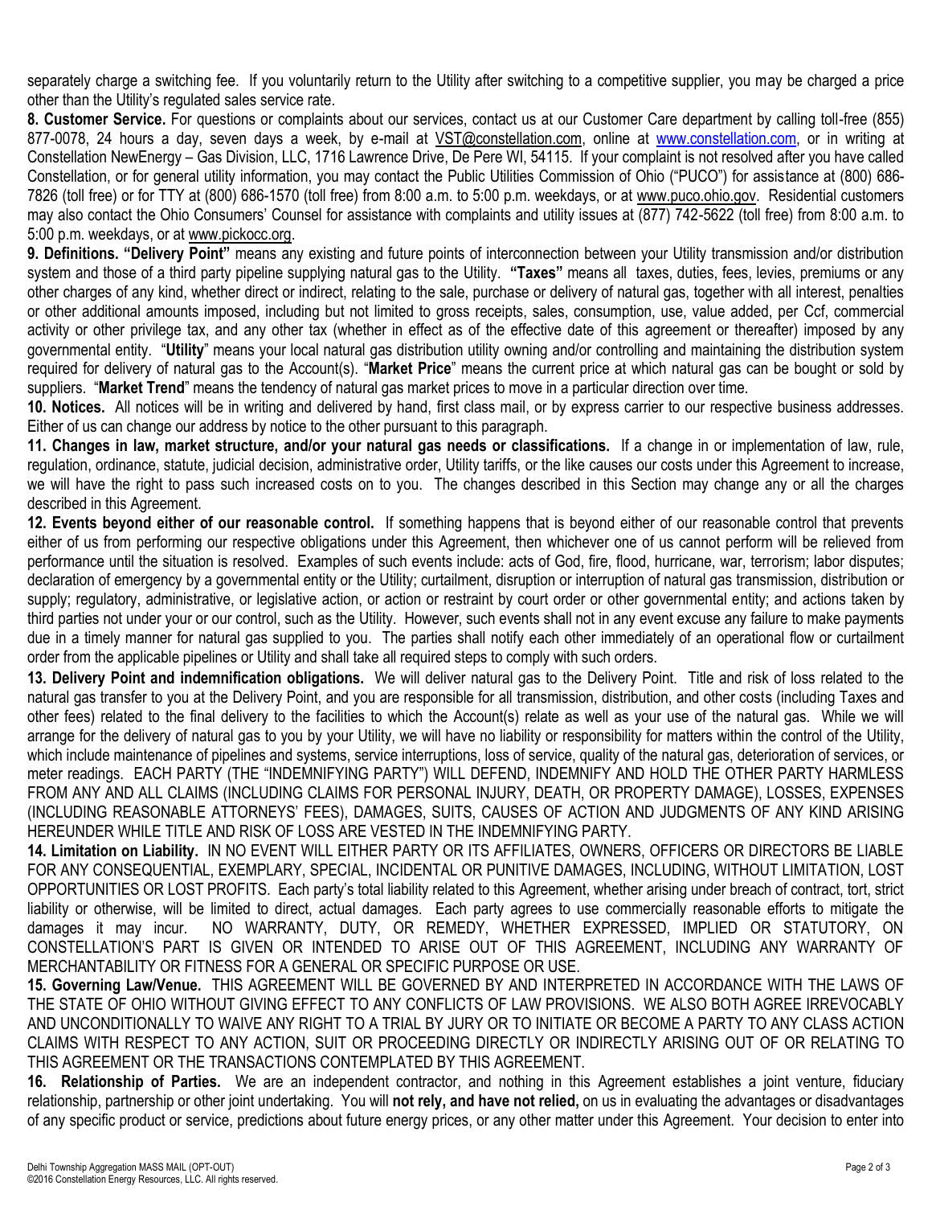separately charge a switching fee. If you voluntarily return to the Utility after switching to a competitive supplier, you may be charged a price other than the Utility's regulated sales service rate.

**8. Customer Service.** For questions or complaints about our services, contact us at our Customer Care department by calling toll-free (855) 877-0078, 24 hours a day, seven days a week, by e-mail at VST@constellation.com, online at www.constellation.com, or in writing at Constellation NewEnergy – Gas Division, LLC, 1716 Lawrence Drive, De Pere WI, 54115. If your complaint is not resolved after you have called Constellation, or for general utility information, you may contact the Public Utilities Commission of Ohio ("PUCO") for assistance at (800) 686-7826 (toll free) or for TTY at (800) 686-1570 (toll free) from 8:00 a.m. to 5:00 p.m. weekdays, or at www.puco.ohio.gov. Residential customers may also contact the Ohio Consumers' Counsel for assistance with complaints and utility issues at (877) 742-5622 (toll free) from 8:00 a.m. to 5:00 p.m. weekdays, or at www.pickocc.org.

**9. Definitions. "Delivery Point"** means any existing and future points of interconnection between your Utility transmission and/or distribution system and those of a third party pipeline supplying natural gas to the Utility. **"Taxes"** means all taxes, duties, fees, levies, premiums or any other charges of any kind, whether direct or indirect, relating to the sale, purchase or delivery of natural gas, together with all interest, penalties or other additional amounts imposed, including but not limited to gross receipts, sales, consumption, use, value added, per Ccf, commercial activity or other privilege tax, and any other tax (whether in effect as of the effective date of this agreement or thereafter) imposed by any governmental entity. "**Utility**" means your local natural gas distribution utility owning and/or controlling and maintaining the distribution system required for delivery of natural gas to the Account(s). "**Market Price**" means the current price at which natural gas can be bought or sold by suppliers. "**Market Trend**" means the tendency of natural gas market prices to move in a particular direction over time.

**10. Notices.** All notices will be in writing and delivered by hand, first class mail, or by express carrier to our respective business addresses. Either of us can change our address by notice to the other pursuant to this paragraph.

**11. Changes in law, market structure, and/or your natural gas needs or classifications.** If a change in or implementation of law, rule, regulation, ordinance, statute, judicial decision, administrative order, Utility tariffs, or the like causes our costs under this Agreement to increase, we will have the right to pass such increased costs on to you. The changes described in this Section may change any or all the charges described in this Agreement.

**12. Events beyond either of our reasonable control.** If something happens that is beyond either of our reasonable control that prevents either of us from performing our respective obligations under this Agreement, then whichever one of us cannot perform will be relieved from performance until the situation is resolved. Examples of such events include: acts of God, fire, flood, hurricane, war, terrorism; labor disputes; declaration of emergency by a governmental entity or the Utility; curtailment, disruption or interruption of natural gas transmission, distribution or supply; regulatory, administrative, or legislative action, or action or restraint by court order or other governmental entity; and actions taken by third parties not under your or our control, such as the Utility. However, such events shall not in any event excuse any failure to make payments due in a timely manner for natural gas supplied to you. The parties shall notify each other immediately of an operational flow or curtailment order from the applicable pipelines or Utility and shall take all required steps to comply with such orders.

**13. Delivery Point and indemnification obligations.** We will deliver natural gas to the Delivery Point. Title and risk of loss related to the natural gas transfer to you at the Delivery Point, and you are responsible for all transmission, distribution, and other costs (including Taxes and other fees) related to the final delivery to the facilities to which the Account(s) relate as well as your use of the natural gas. While we will arrange for the delivery of natural gas to you by your Utility, we will have no liability or responsibility for matters within the control of the Utility, which include maintenance of pipelines and systems, service interruptions, loss of service, quality of the natural gas, deterioration of services, or meter readings. EACH PARTY (THE "INDEMNIFYING PARTY") WILL DEFEND, INDEMNIFY AND HOLD THE OTHER PARTY HARMLESS FROM ANY AND ALL CLAIMS (INCLUDING CLAIMS FOR PERSONAL INJURY, DEATH, OR PROPERTY DAMAGE), LOSSES, EXPENSES (INCLUDING REASONABLE ATTORNEYS' FEES), DAMAGES, SUITS, CAUSES OF ACTION AND JUDGMENTS OF ANY KIND ARISING HEREUNDER WHILE TITLE AND RISK OF LOSS ARE VESTED IN THE INDEMNIFYING PARTY.

**14. Limitation on Liability.** IN NO EVENT WILL EITHER PARTY OR ITS AFFILIATES, OWNERS, OFFICERS OR DIRECTORS BE LIABLE FOR ANY CONSEQUENTIAL, EXEMPLARY, SPECIAL, INCIDENTAL OR PUNITIVE DAMAGES, INCLUDING, WITHOUT LIMITATION, LOST OPPORTUNITIES OR LOST PROFITS. Each party's total liability related to this Agreement, whether arising under breach of contract, tort, strict liability or otherwise, will be limited to direct, actual damages. Each party agrees to use commercially reasonable efforts to mitigate the damages it may incur. NO WARRANTY, DUTY, OR REMEDY, WHETHER EXPRESSED, IMPLIED OR STATUTORY, ON CONSTELLATION'S PART IS GIVEN OR INTENDED TO ARISE OUT OF THIS AGREEMENT, INCLUDING ANY WARRANTY OF MERCHANTABILITY OR FITNESS FOR A GENERAL OR SPECIFIC PURPOSE OR USE.

**15. Governing Law/Venue.** THIS AGREEMENT WILL BE GOVERNED BY AND INTERPRETED IN ACCORDANCE WITH THE LAWS OF THE STATE OF OHIO WITHOUT GIVING EFFECT TO ANY CONFLICTS OF LAW PROVISIONS. WE ALSO BOTH AGREE IRREVOCABLY AND UNCONDITIONALLY TO WAIVE ANY RIGHT TO A TRIAL BY JURY OR TO INITIATE OR BECOME A PARTY TO ANY CLASS ACTION CLAIMS WITH RESPECT TO ANY ACTION, SUIT OR PROCEEDING DIRECTLY OR INDIRECTLY ARISING OUT OF OR RELATING TO THIS AGREEMENT OR THE TRANSACTIONS CONTEMPLATED BY THIS AGREEMENT.

**16. Relationship of Parties.** We are an independent contractor, and nothing in this Agreement establishes a joint venture, fiduciary relationship, partnership or other joint undertaking. You will **not rely, and have not relied,** on us in evaluating the advantages or disadvantages of any specific product or service, predictions about future energy prices, or any other matter under this Agreement. Your decision to enter into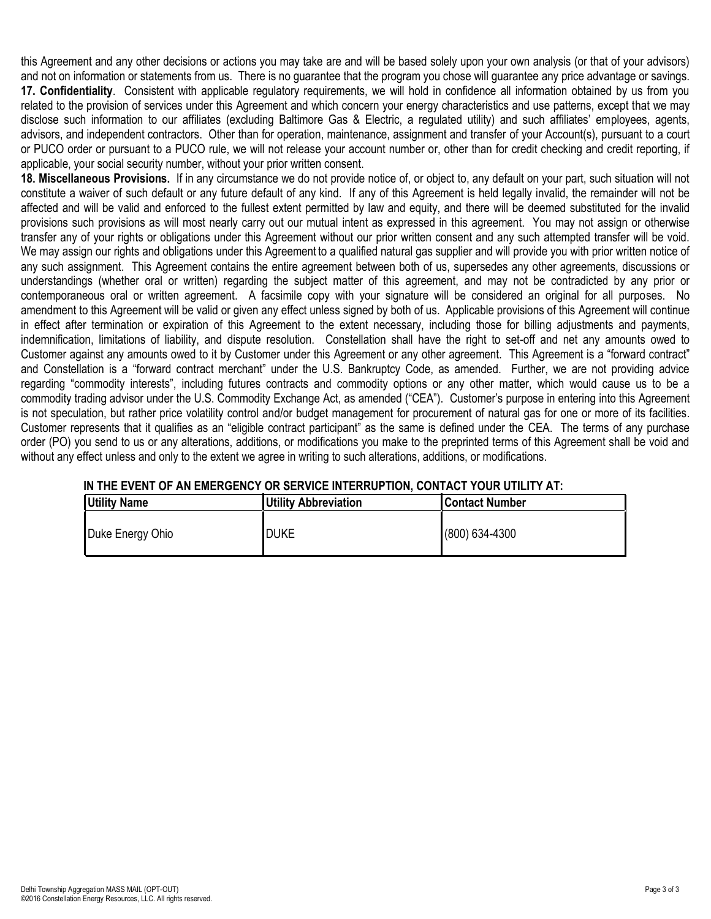this Agreement and any other decisions or actions you may take are and will be based solely upon your own analysis (or that of your advisors) and not on information or statements from us. There is no guarantee that the program you chose will guarantee any price advantage or savings.

**17. Confidentiality**. Consistent with applicable regulatory requirements, we will hold in confidence all information obtained by us from you related to the provision of services under this Agreement and which concern your energy characteristics and use patterns, except that we may disclose such information to our affiliates (excluding Baltimore Gas & Electric, a regulated utility) and such affiliates' employees, agents, advisors, and independent contractors. Other than for operation, maintenance, assignment and transfer of your Account(s), pursuant to a court or PUCO order or pursuant to a PUCO rule, we will not release your account number or, other than for credit checking and credit reporting, if applicable, your social security number, without your prior written consent.

**18. Miscellaneous Provisions.** If in any circumstance we do not provide notice of, or object to, any default on your part, such situation will not constitute a waiver of such default or any future default of any kind. If any of this Agreement is held legally invalid, the remainder will not be affected and will be valid and enforced to the fullest extent permitted by law and equity, and there will be deemed substituted for the invalid provisions such provisions as will most nearly carry out our mutual intent as expressed in this agreement. You may not assign or otherwise transfer any of your rights or obligations under this Agreement without our prior written consent and any such attempted transfer will be void. We may assign our rights and obligations under this Agreement to a qualified natural gas supplier and will provide you with prior written notice of any such assignment. This Agreement contains the entire agreement between both of us, supersedes any other agreements, discussions or understandings (whether oral or written) regarding the subject matter of this agreement, and may not be contradicted by any prior or contemporaneous oral or written agreement. A facsimile copy with your signature will be considered an original for all purposes. No amendment to this Agreement will be valid or given any effect unless signed by both of us. Applicable provisions of this Agreement will continue in effect after termination or expiration of this Agreement to the extent necessary, including those for billing adjustments and payments, indemnification, limitations of liability, and dispute resolution. Constellation shall have the right to set-off and net any amounts owed to Customer against any amounts owed to it by Customer under this Agreement or any other agreement. This Agreement is a "forward contract" and Constellation is a "forward contract merchant" under the U.S. Bankruptcy Code, as amended. Further, we are not providing advice regarding "commodity interests", including futures contracts and commodity options or any other matter, which would cause us to be a commodity trading advisor under the U.S. Commodity Exchange Act, as amended ("CEA"). Customer's purpose in entering into this Agreement is not speculation, but rather price volatility control and/or budget management for procurement of natural gas for one or more of its facilities. Customer represents that it qualifies as an "eligible contract participant" as the same is defined under the CEA. The terms of any purchase order (PO) you send to us or any alterations, additions, or modifications you make to the preprinted terms of this Agreement shall be void and without any effect unless and only to the extent we agree in writing to such alterations, additions, or modifications.

**IN THE EVENT OF AN EMERGENCY OR SERVICE INTERRUPTION, CONTACT YOUR UTILITY AT:**

| Utility Name | Utility Abbreviation | Contact Number |
|---|---|---|
| Duke Energy Ohio | DUKE | (800) 634-4300 |

Delhi Township Aggregation MASS MAIL (OPT-OUT)
©2016 Constellation Energy Resources, LLC. All rights reserved.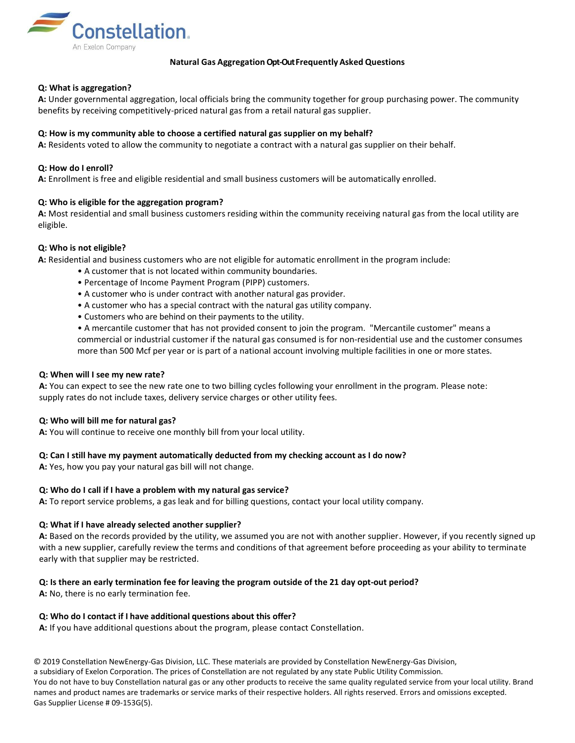Constellation.
An Exelon Company

## Natural Gas Aggregation Opt-Out Frequently Asked Questions

**Q: What is aggregation?**
**A:** Under governmental aggregation, local officials bring the community together for group purchasing power. The community benefits by receiving competitively-priced natural gas from a retail natural gas supplier.

**Q: How is my community able to choose a certified natural gas supplier on my behalf?**
**A:** Residents voted to allow the community to negotiate a contract with a natural gas supplier on their behalf.

**Q: How do I enroll?**
**A:** Enrollment is free and eligible residential and small business customers will be automatically enrolled.

**Q: Who is eligible for the aggregation program?**
**A:** Most residential and small business customers residing within the community receiving natural gas from the local utility are eligible.

**Q: Who is not eligible?**
**A:** Residential and business customers who are not eligible for automatic enrollment in the program include:

- A customer that is not located within community boundaries.
- Percentage of Income Payment Program (PIPP) customers.
- A customer who is under contract with another natural gas provider.
- A customer who has a special contract with the natural gas utility company.
- Customers who are behind on their payments to the utility.
- A mercantile customer that has not provided consent to join the program. "Mercantile customer" means a commercial or industrial customer if the natural gas consumed is for non-residential use and the customer consumes more than 500 Mcf per year or is part of a national account involving multiple facilities in one or more states.

**Q: When will I see my new rate?**
**A:** You can expect to see the new rate one to two billing cycles following your enrollment in the program. Please note: supply rates do not include taxes, delivery service charges or other utility fees.

**Q: Who will bill me for natural gas?**
**A:** You will continue to receive one monthly bill from your local utility.

**Q: Can I still have my payment automatically deducted from my checking account as I do now?**
**A:** Yes, how you pay your natural gas bill will not change.

**Q: Who do I call if I have a problem with my natural gas service?**
**A:** To report service problems, a gas leak and for billing questions, contact your local utility company.

**Q: What if I have already selected another supplier?**
**A:** Based on the records provided by the utility, we assumed you are not with another supplier. However, if you recently signed up with a new supplier, carefully review the terms and conditions of that agreement before proceeding as your ability to terminate early with that supplier may be restricted.

**Q: Is there an early termination fee for leaving the program outside of the 21 day opt-out period?**
**A:** No, there is no early termination fee.

**Q: Who do I contact if I have additional questions about this offer?**
**A:** If you have additional questions about the program, please contact Constellation.

© 2019 Constellation NewEnergy-Gas Division, LLC. These materials are provided by Constellation NewEnergy-Gas Division, a subsidiary of Exelon Corporation. The prices of Constellation are not regulated by any state Public Utility Commission. You do not have to buy Constellation natural gas or any other products to receive the same quality regulated service from your local utility. Brand names and product names are trademarks or service marks of their respective holders. All rights reserved. Errors and omissions excepted. Gas Supplier License # 09-153G(5).